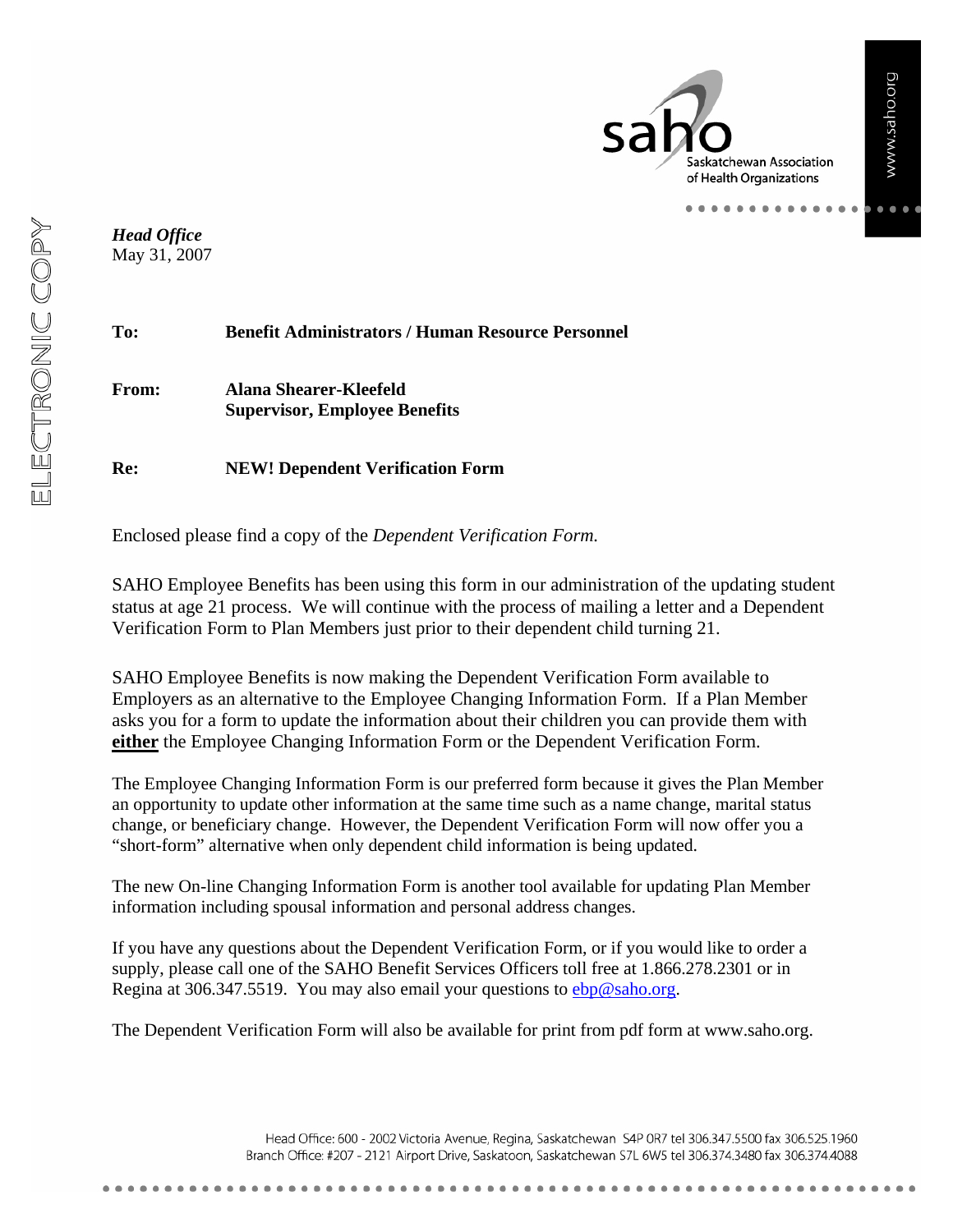saho

Saskatchewan Association of Health Organizations

www.saho.org

ELECTRONIC COPY

***Head Office***
May 31, 2007

**To:** **Benefit Administrators / Human Resource Personnel**

**From:** **Alana Shearer-Kleefeld**
**Supervisor, Employee Benefits**

**Re:** **NEW! Dependent Verification Form**

Enclosed please find a copy of the *Dependent Verification Form.*

SAHO Employee Benefits has been using this form in our administration of the updating student status at age 21 process. We will continue with the process of mailing a letter and a Dependent Verification Form to Plan Members just prior to their dependent child turning 21.

SAHO Employee Benefits is now making the Dependent Verification Form available to Employers as an alternative to the Employee Changing Information Form. If a Plan Member asks you for a form to update the information about their children you can provide them with <u>**either**</u> the Employee Changing Information Form or the Dependent Verification Form.

The Employee Changing Information Form is our preferred form because it gives the Plan Member an opportunity to update other information at the same time such as a name change, marital status change, or beneficiary change. However, the Dependent Verification Form will now offer you a "short-form" alternative when only dependent child information is being updated.

The new On-line Changing Information Form is another tool available for updating Plan Member information including spousal information and personal address changes.

If you have any questions about the Dependent Verification Form, or if you would like to order a supply, please call one of the SAHO Benefit Services Officers toll free at 1.866.278.2301 or in Regina at 306.347.5519. You may also email your questions to ebp@saho.org.

The Dependent Verification Form will also be available for print from pdf form at www.saho.org.

Head Office: 600 - 2002 Victoria Avenue, Regina, Saskatchewan S4P 0R7 tel 306.347.5500 fax 306.525.1960
Branch Office: #207 - 2121 Airport Drive, Saskatoon, Saskatchewan S7L 6W5 tel 306.374.3480 fax 306.374.4088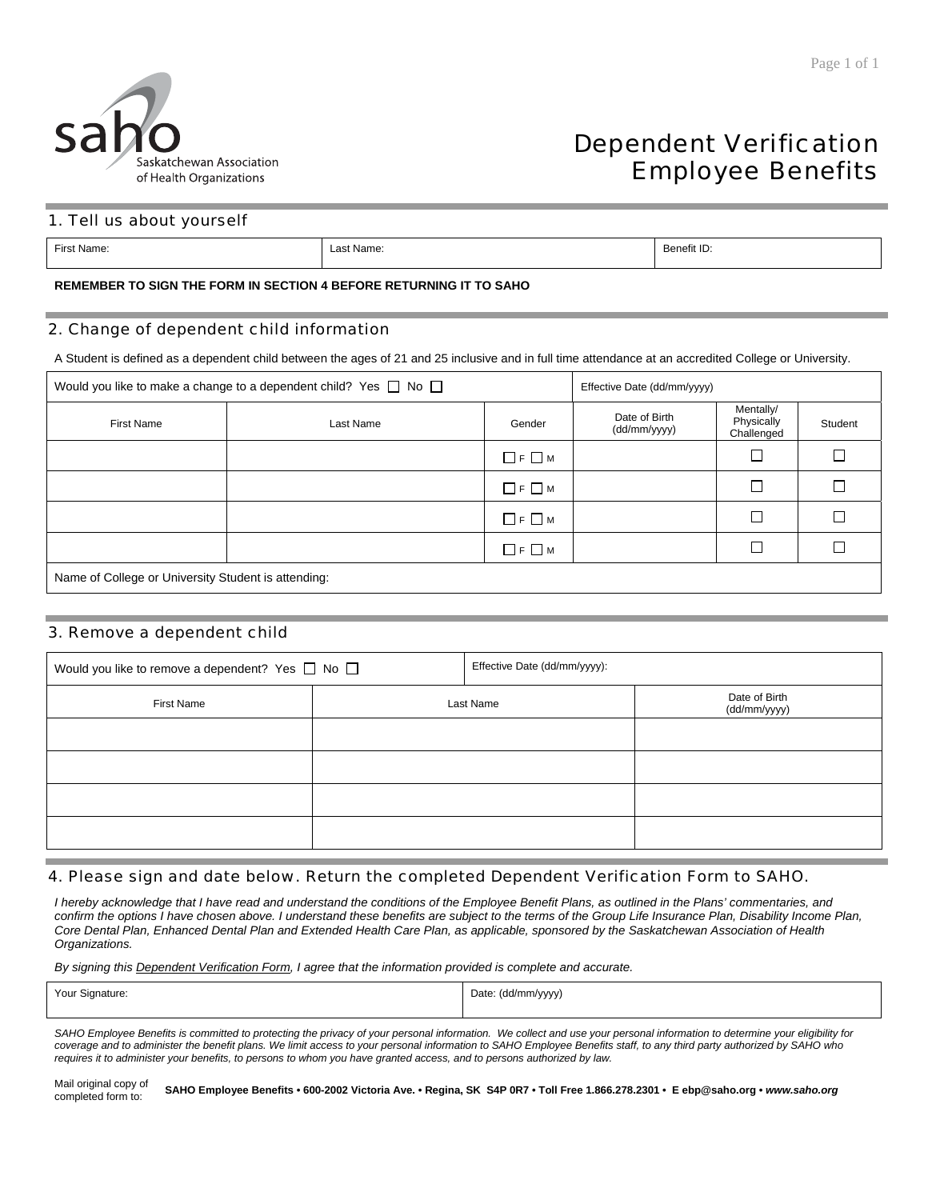saho
Saskatchewan Association of Health Organizations

# Dependent Verification Employee Benefits

## 1. Tell us about yourself

| First Name: | Last Name: | Benefit ID: |
|---|---|---|

**REMEMBER TO SIGN THE FORM IN SECTION 4 BEFORE RETURNING IT TO SAHO**

## 2. Change of dependent child information

A Student is defined as a dependent child between the ages of 21 and 25 inclusive and in full time attendance at an accredited College or University.

| Would you like to make a change to a dependent child? Yes ☐ No ☐ | | | Effective Date (dd/mm/yyyy) | | |
|---|---|---|---|---|---|
| First Name | Last Name | Gender | Date of Birth (dd/mm/yyyy) | Mentally/ Physically Challenged | Student |
| | | ☐ F ☐ M | | ☐ | ☐ |
| | | ☐ F ☐ M | | ☐ | ☐ |
| | | ☐ F ☐ M | | ☐ | ☐ |
| | | ☐ F ☐ M | | ☐ | ☐ |
| Name of College or University Student is attending: | | | | | |

## 3. Remove a dependent child

| Would you like to remove a dependent? Yes ☐ No ☐ | Effective Date (dd/mm/yyyy): | |
|---|---|---|
| First Name | Last Name | Date of Birth (dd/mm/yyyy) |
| | | |
| | | |
| | | |
| | | |

## 4. Please sign and date below. Return the completed Dependent Verification Form to SAHO.

*I hereby acknowledge that I have read and understand the conditions of the Employee Benefit Plans, as outlined in the Plans' commentaries, and confirm the options I have chosen above. I understand these benefits are subject to the terms of the Group Life Insurance Plan, Disability Income Plan, Core Dental Plan, Enhanced Dental Plan and Extended Health Care Plan, as applicable, sponsored by the Saskatchewan Association of Health Organizations.*

*By signing this Dependent Verification Form, I agree that the information provided is complete and accurate.*

| Your Signature: | Date: (dd/mm/yyyy) |
|---|---|

*SAHO Employee Benefits is committed to protecting the privacy of your personal information. We collect and use your personal information to determine your eligibility for coverage and to administer the benefit plans. We limit access to your personal information to SAHO Employee Benefits staff, to any third party authorized by SAHO who requires it to administer your benefits, to persons to whom you have granted access, and to persons authorized by law.*

Mail original copy of completed form to: **SAHO Employee Benefits • 600-2002 Victoria Ave. • Regina, SK S4P 0R7 • Toll Free 1.866.278.2301 • E ebp@saho.org • *www.saho.org***